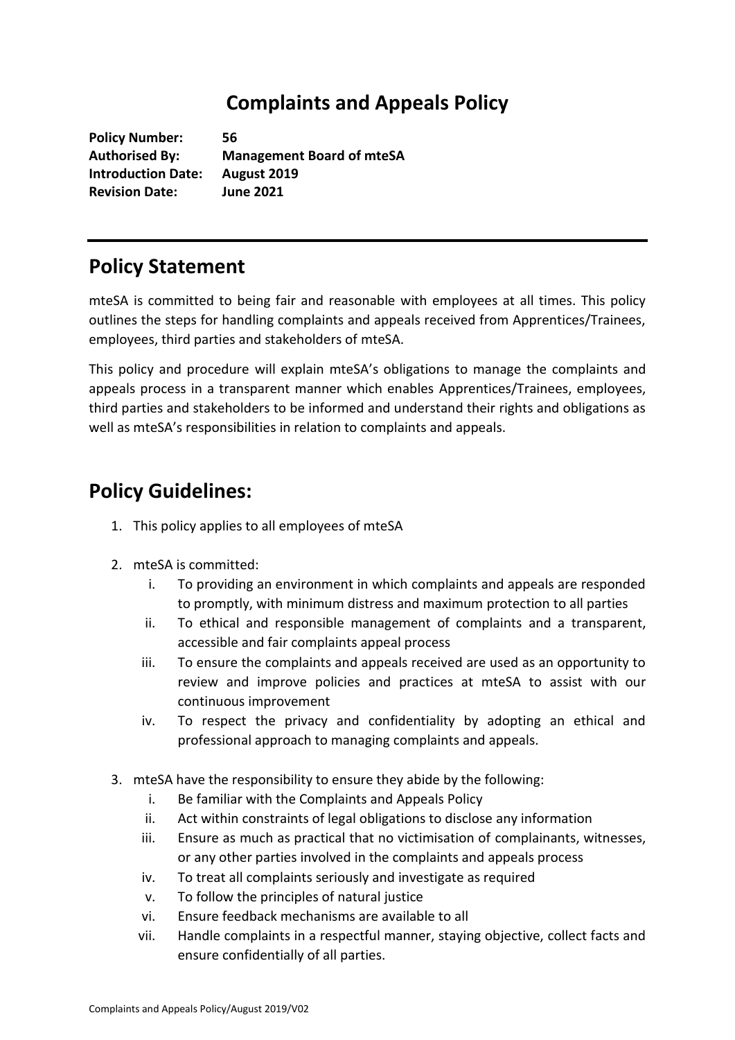# Complaints and Appeals Policy

**Policy Number:** **56**
**Authorised By:** **Management Board of mteSA**
**Introduction Date:** **August 2019**
**Revision Date:** **June 2021**

---

## Policy Statement

mteSA is committed to being fair and reasonable with employees at all times. This policy outlines the steps for handling complaints and appeals received from Apprentices/Trainees, employees, third parties and stakeholders of mteSA.

This policy and procedure will explain mteSA's obligations to manage the complaints and appeals process in a transparent manner which enables Apprentices/Trainees, employees, third parties and stakeholders to be informed and understand their rights and obligations as well as mteSA's responsibilities in relation to complaints and appeals.

## Policy Guidelines:

1. This policy applies to all employees of mteSA

2. mteSA is committed:
   i. To providing an environment in which complaints and appeals are responded to promptly, with minimum distress and maximum protection to all parties
   ii. To ethical and responsible management of complaints and a transparent, accessible and fair complaints appeal process
   iii. To ensure the complaints and appeals received are used as an opportunity to review and improve policies and practices at mteSA to assist with our continuous improvement
   iv. To respect the privacy and confidentiality by adopting an ethical and professional approach to managing complaints and appeals.

3. mteSA have the responsibility to ensure they abide by the following:
   i. Be familiar with the Complaints and Appeals Policy
   ii. Act within constraints of legal obligations to disclose any information
   iii. Ensure as much as practical that no victimisation of complainants, witnesses, or any other parties involved in the complaints and appeals process
   iv. To treat all complaints seriously and investigate as required
   v. To follow the principles of natural justice
   vi. Ensure feedback mechanisms are available to all
   vii. Handle complaints in a respectful manner, staying objective, collect facts and ensure confidentially of all parties.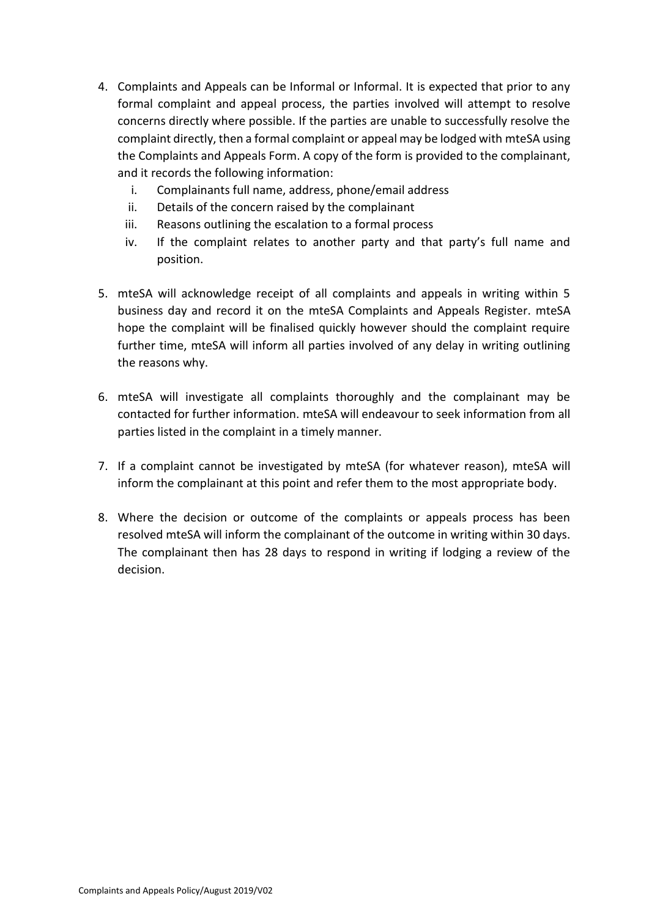4. Complaints and Appeals can be Informal or Informal. It is expected that prior to any formal complaint and appeal process, the parties involved will attempt to resolve concerns directly where possible. If the parties are unable to successfully resolve the complaint directly, then a formal complaint or appeal may be lodged with mteSA using the Complaints and Appeals Form. A copy of the form is provided to the complainant, and it records the following information:
   i. Complainants full name, address, phone/email address
   ii. Details of the concern raised by the complainant
   iii. Reasons outlining the escalation to a formal process
   iv. If the complaint relates to another party and that party's full name and position.

5. mteSA will acknowledge receipt of all complaints and appeals in writing within 5 business day and record it on the mteSA Complaints and Appeals Register. mteSA hope the complaint will be finalised quickly however should the complaint require further time, mteSA will inform all parties involved of any delay in writing outlining the reasons why.

6. mteSA will investigate all complaints thoroughly and the complainant may be contacted for further information. mteSA will endeavour to seek information from all parties listed in the complaint in a timely manner.

7. If a complaint cannot be investigated by mteSA (for whatever reason), mteSA will inform the complainant at this point and refer them to the most appropriate body.

8. Where the decision or outcome of the complaints or appeals process has been resolved mteSA will inform the complainant of the outcome in writing within 30 days. The complainant then has 28 days to respond in writing if lodging a review of the decision.